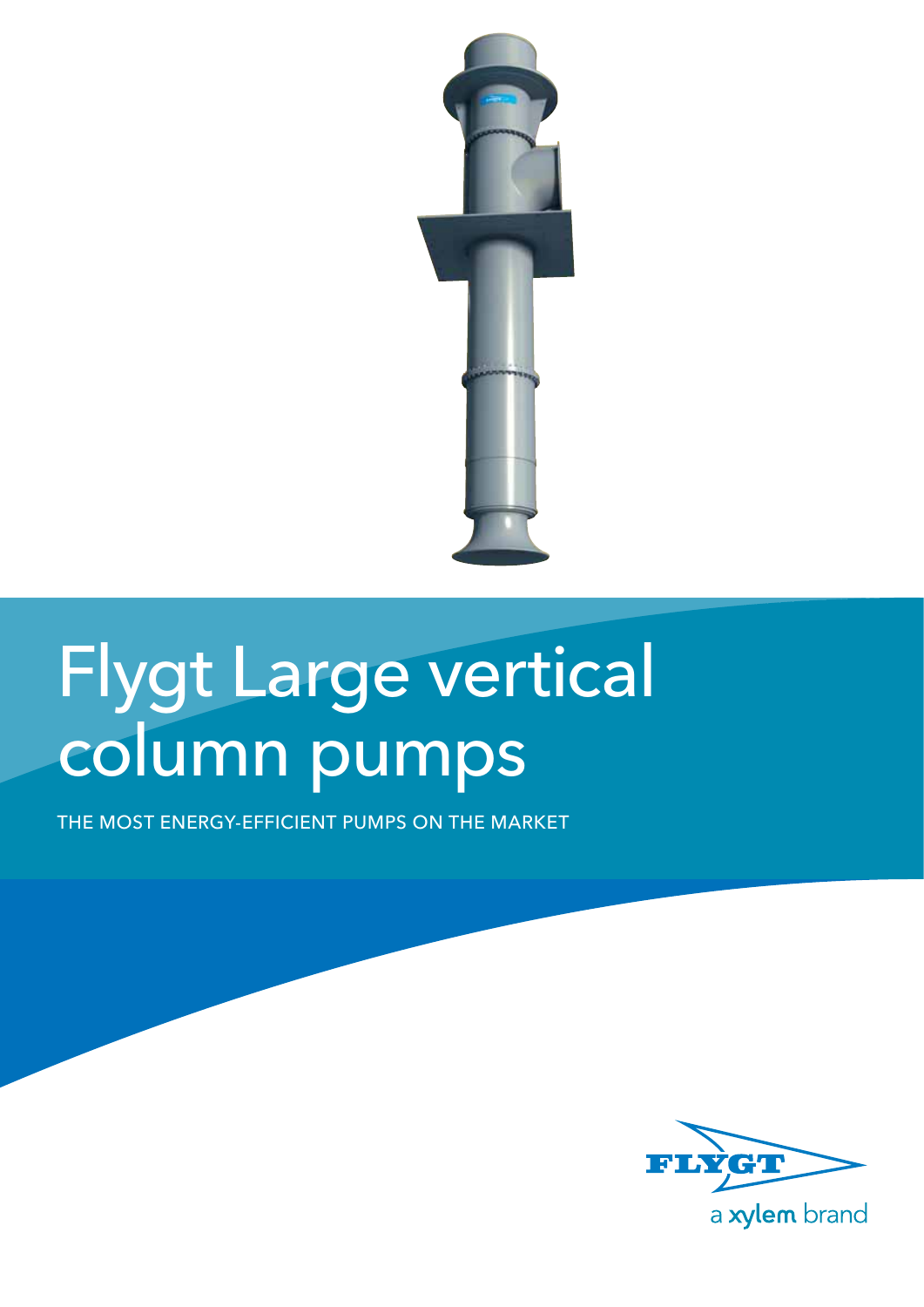# Flygt Large vertical column pumps

THE MOST ENERGY-EFFICIENT PUMPS ON THE MARKET

FLYGT

a xylem brand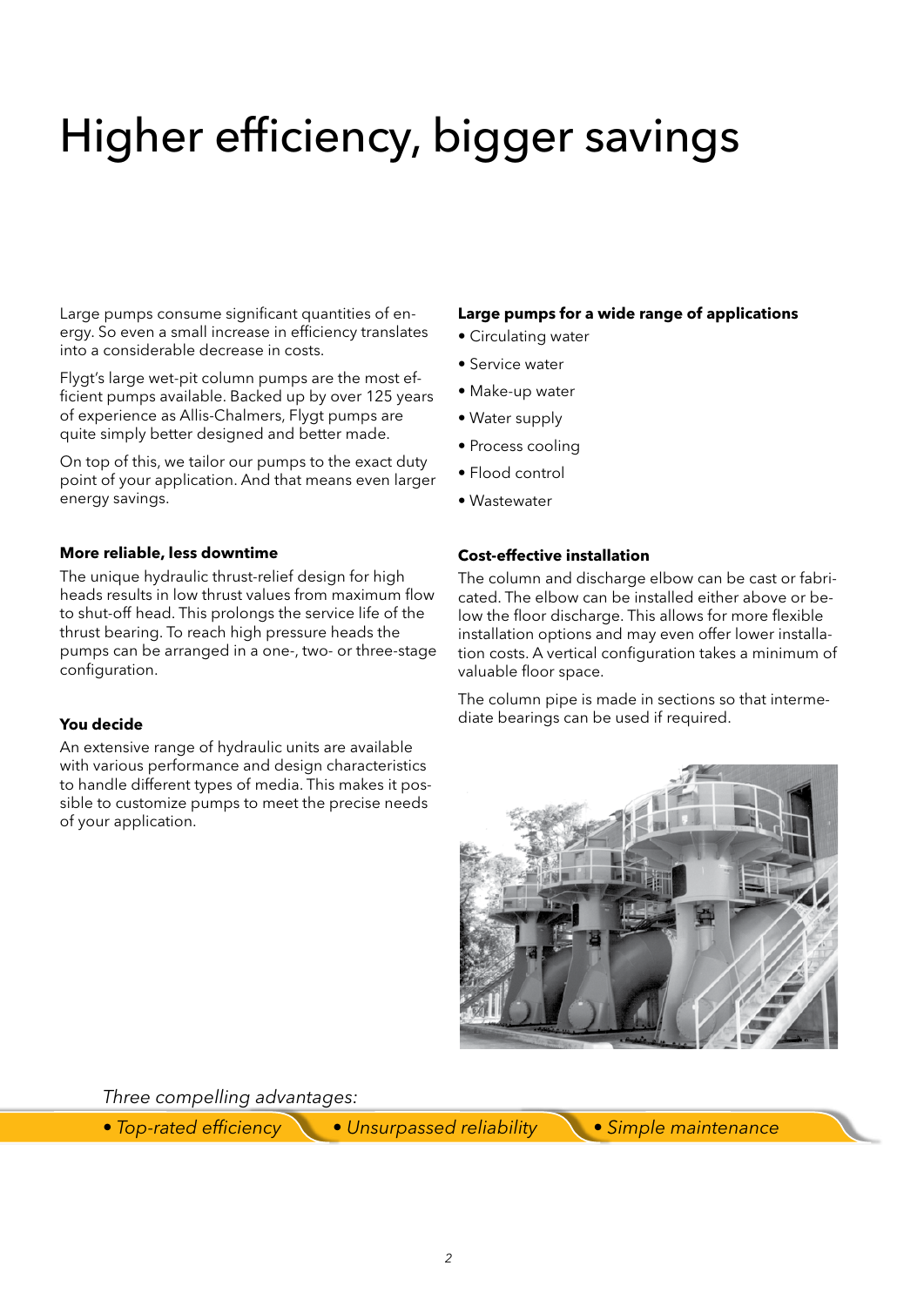# Higher efficiency, bigger savings

Large pumps consume significant quantities of energy. So even a small increase in efficiency translates into a considerable decrease in costs.

Flygt's large wet-pit column pumps are the most efficient pumps available. Backed up by over 125 years of experience as Allis-Chalmers, Flygt pumps are quite simply better designed and better made.

On top of this, we tailor our pumps to the exact duty point of your application. And that means even larger energy savings.

**More reliable, less downtime**

The unique hydraulic thrust-relief design for high heads results in low thrust values from maximum flow to shut-off head. This prolongs the service life of the thrust bearing. To reach high pressure heads the pumps can be arranged in a one-, two- or three-stage configuration.

**You decide**

An extensive range of hydraulic units are available with various performance and design characteristics to handle different types of media. This makes it possible to customize pumps to meet the precise needs of your application.

**Large pumps for a wide range of applications**

- Circulating water
- Service water
- Make-up water
- Water supply
- Process cooling
- Flood control
- Wastewater

**Cost-effective installation**

The column and discharge elbow can be cast or fabricated. The elbow can be installed either above or below the floor discharge. This allows for more flexible installation options and may even offer lower installation costs. A vertical configuration takes a minimum of valuable floor space.

The column pipe is made in sections so that intermediate bearings can be used if required.

*Three compelling advantages:*

*• Top-rated efficiency • Unsurpassed reliability • Simple maintenance*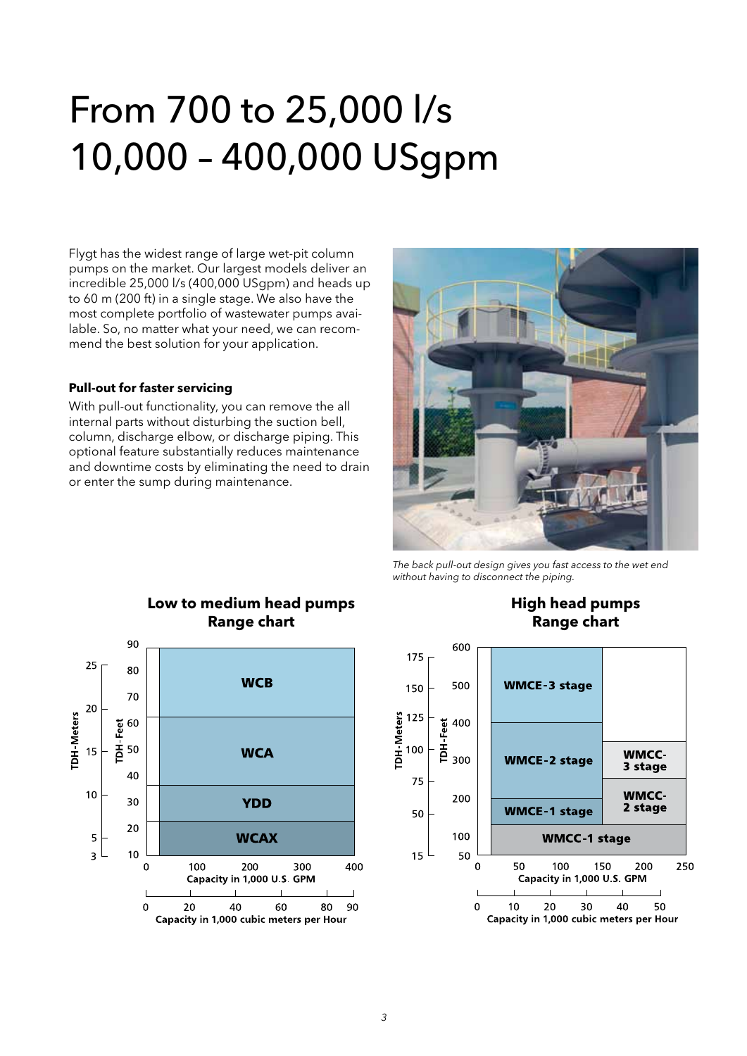# From 700 to 25,000 l/s 10,000 – 400,000 USgpm

Flygt has the widest range of large wet-pit column pumps on the market. Our largest models deliver an incredible 25,000 l/s (400,000 USgpm) and heads up to 60 m (200 ft) in a single stage. We also have the most complete portfolio of wastewater pumps available. So, no matter what your need, we can recommend the best solution for your application.

**Pull-out for faster servicing**

With pull-out functionality, you can remove the all internal parts without disturbing the suction bell, column, discharge elbow, or discharge piping. This optional feature substantially reduces maintenance and downtime costs by eliminating the need to drain or enter the sump during maintenance.

*The back pull-out design gives you fast access to the wet end without having to disconnect the piping.*

**Low to medium head pumps Range chart**

TDH-Meters: 3, 5, 10, 15, 20, 25
TDH-Feet: 10, 20, 30, 40, 50, 60, 70, 80, 90

WCB
WCA
YDD
WCAX

Capacity in 1,000 U.S. GPM: 0, 100, 200, 300, 400
Capacity in 1,000 cubic meters per Hour: 0, 20, 40, 60, 80, 90

**High head pumps Range chart**

TDH-Meters: 15, 50, 75, 100, 125, 150, 175
TDH-Feet: 50, 100, 200, 300, 400, 500, 600

WMCE-3 stage
WMCE-2 stage
WMCE-1 stage
WMCC-3 stage
WMCC-2 stage
WMCC-1 stage

Capacity in 1,000 U.S. GPM: 0, 50, 100, 150, 200, 250
Capacity in 1,000 cubic meters per Hour: 0, 10, 20, 30, 40, 50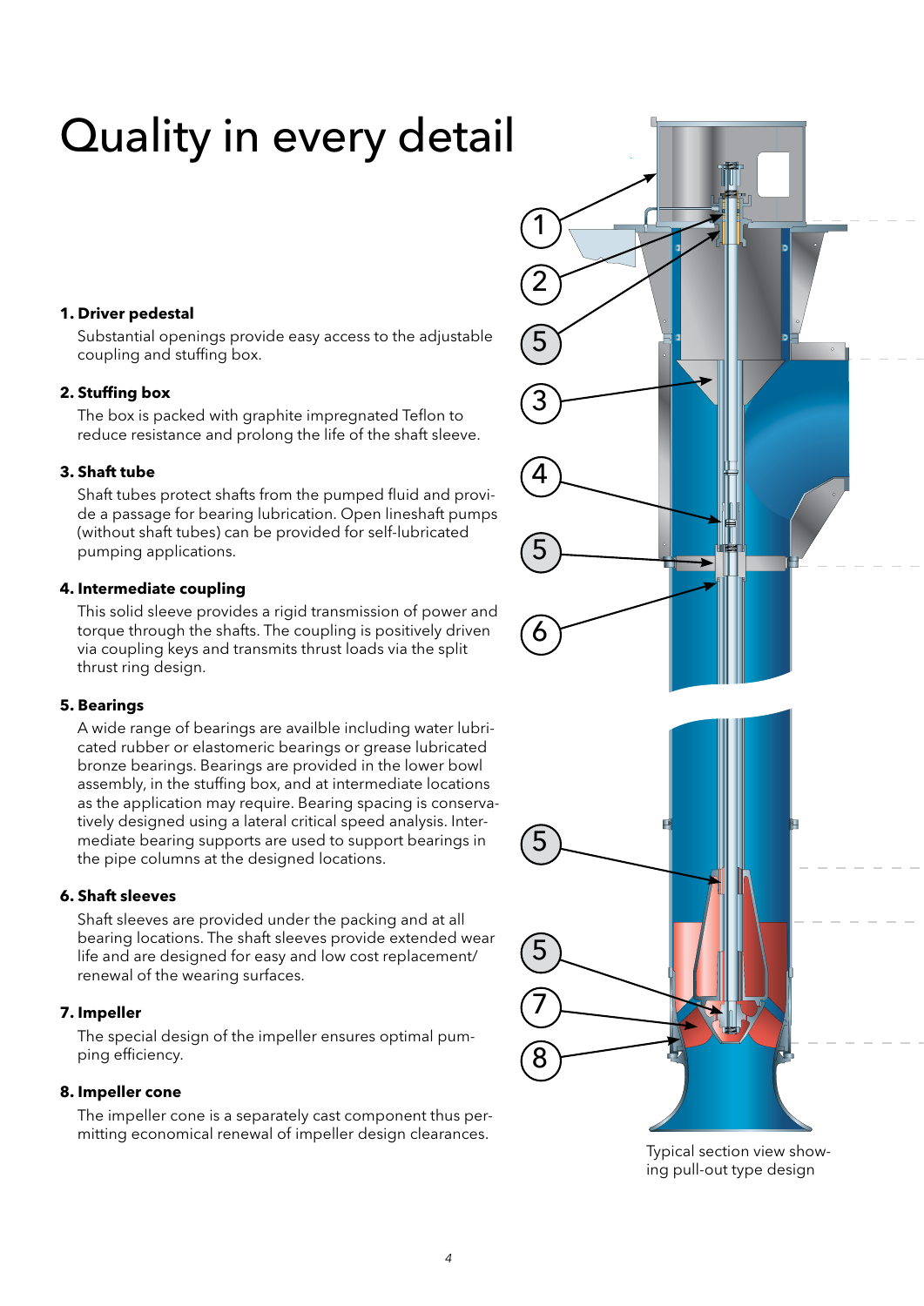# Quality in every detail

**1. Driver pedestal**

Substantial openings provide easy access to the adjustable coupling and stuffing box.

**2. Stuffing box**

The box is packed with graphite impregnated Teflon to reduce resistance and prolong the life of the shaft sleeve.

**3. Shaft tube**

Shaft tubes protect shafts from the pumped fluid and provide a passage for bearing lubrication. Open lineshaft pumps (without shaft tubes) can be provided for self-lubricated pumping applications.

**4. Intermediate coupling**

This solid sleeve provides a rigid transmission of power and torque through the shafts. The coupling is positively driven via coupling keys and transmits thrust loads via the split thrust ring design.

**5. Bearings**

A wide range of bearings are availble including water lubricated rubber or elastomeric bearings or grease lubricated bronze bearings. Bearings are provided in the lower bowl assembly, in the stuffing box, and at intermediate locations as the application may require. Bearing spacing is conservatively designed using a lateral critical speed analysis. Intermediate bearing supports are used to support bearings in the pipe columns at the designed locations.

**6. Shaft sleeves**

Shaft sleeves are provided under the packing and at all bearing locations. The shaft sleeves provide extended wear life and are designed for easy and low cost replacement/renewal of the wearing surfaces.

**7. Impeller**

The special design of the impeller ensures optimal pumping efficiency.

**8. Impeller cone**

The impeller cone is a separately cast component thus permitting economical renewal of impeller design clearances.

Typical section view showing pull-out type design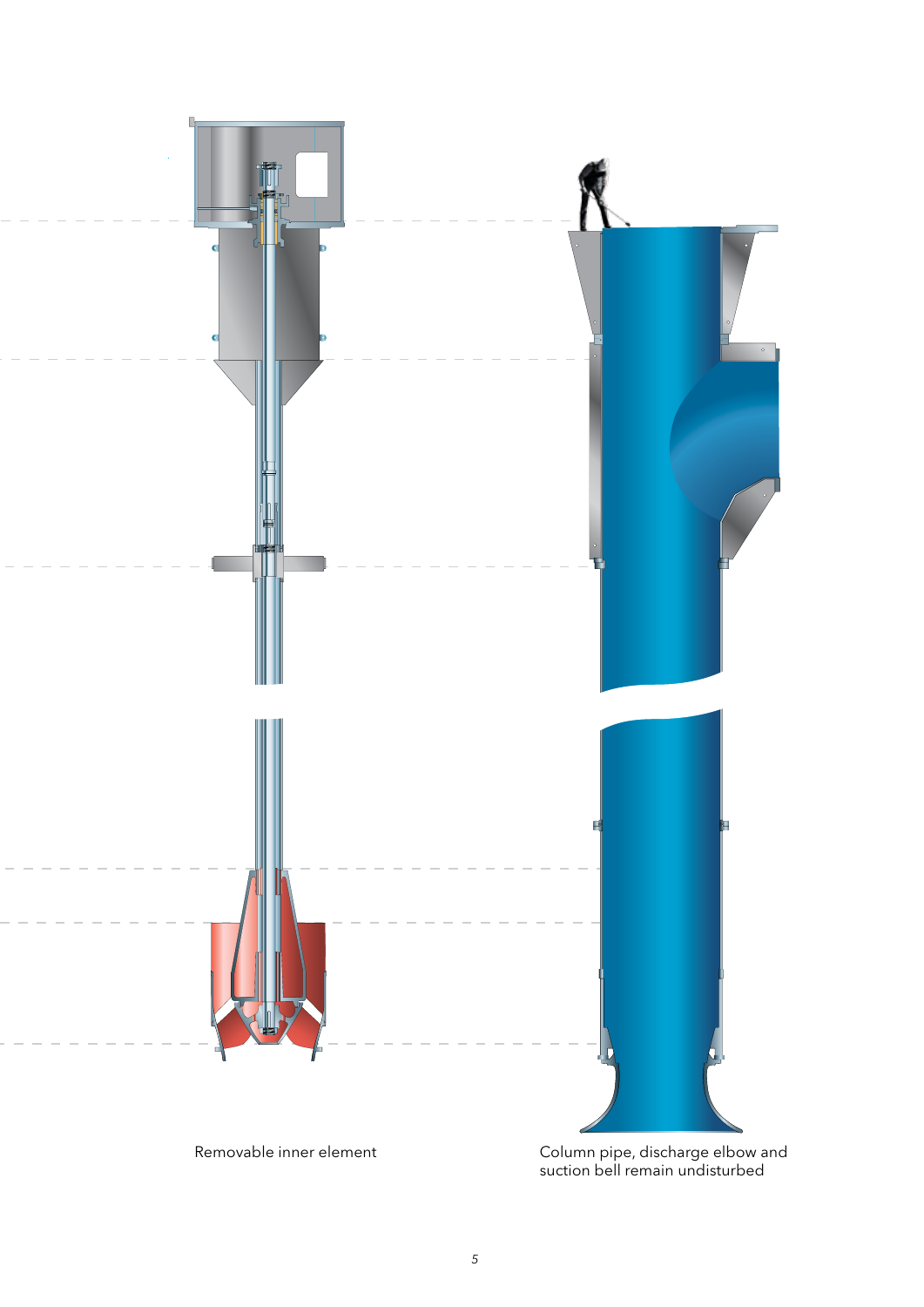Removable inner element

Column pipe, discharge elbow and suction bell remain undisturbed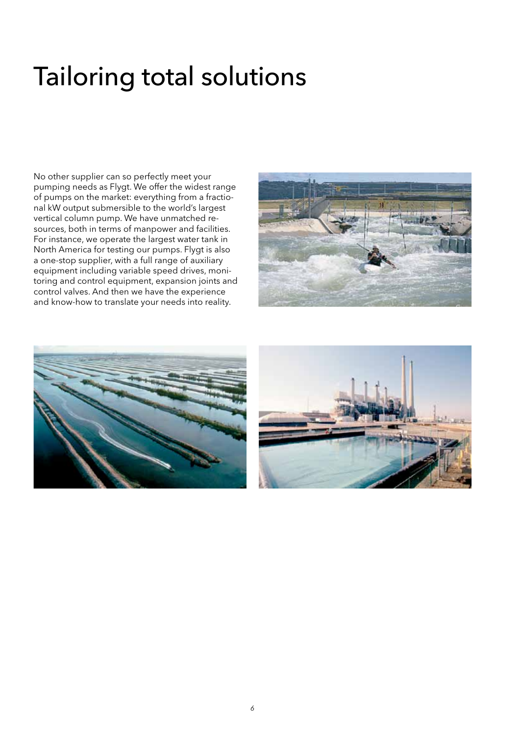# Tailoring total solutions

No other supplier can so perfectly meet your pumping needs as Flygt. We offer the widest range of pumps on the market: everything from a fractional kW output submersible to the world's largest vertical column pump. We have unmatched resources, both in terms of manpower and facilities. For instance, we operate the largest water tank in North America for testing our pumps. Flygt is also a one-stop supplier, with a full range of auxiliary equipment including variable speed drives, monitoring and control equipment, expansion joints and control valves. And then we have the experience and know-how to translate your needs into reality.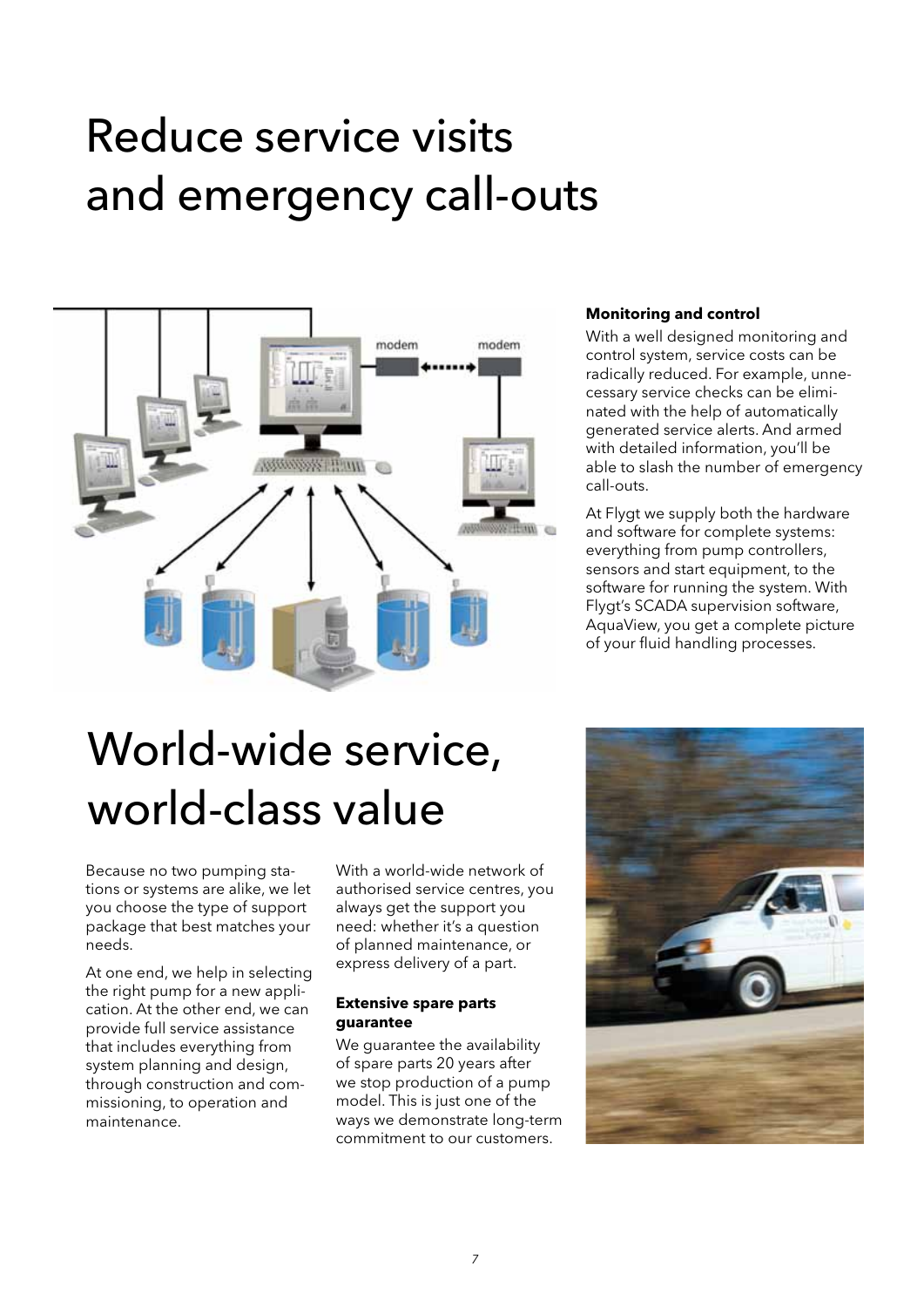# Reduce service visits and emergency call-outs

### Monitoring and control

With a well designed monitoring and control system, service costs can be radically reduced. For example, unnecessary service checks can be eliminated with the help of automatically generated service alerts. And armed with detailed information, you'll be able to slash the number of emergency call-outs.

At Flygt we supply both the hardware and software for complete systems: everything from pump controllers, sensors and start equipment, to the software for running the system. With Flygt's SCADA supervision software, AquaView, you get a complete picture of your fluid handling processes.

# World-wide service, world-class value

Because no two pumping stations or systems are alike, we let you choose the type of support package that best matches your needs.

At one end, we help in selecting the right pump for a new application. At the other end, we can provide full service assistance that includes everything from system planning and design, through construction and commissioning, to operation and maintenance.

With a world-wide network of authorised service centres, you always get the support you need: whether it's a question of planned maintenance, or express delivery of a part.

### Extensive spare parts guarantee

We guarantee the availability of spare parts 20 years after we stop production of a pump model. This is just one of the ways we demonstrate long-term commitment to our customers.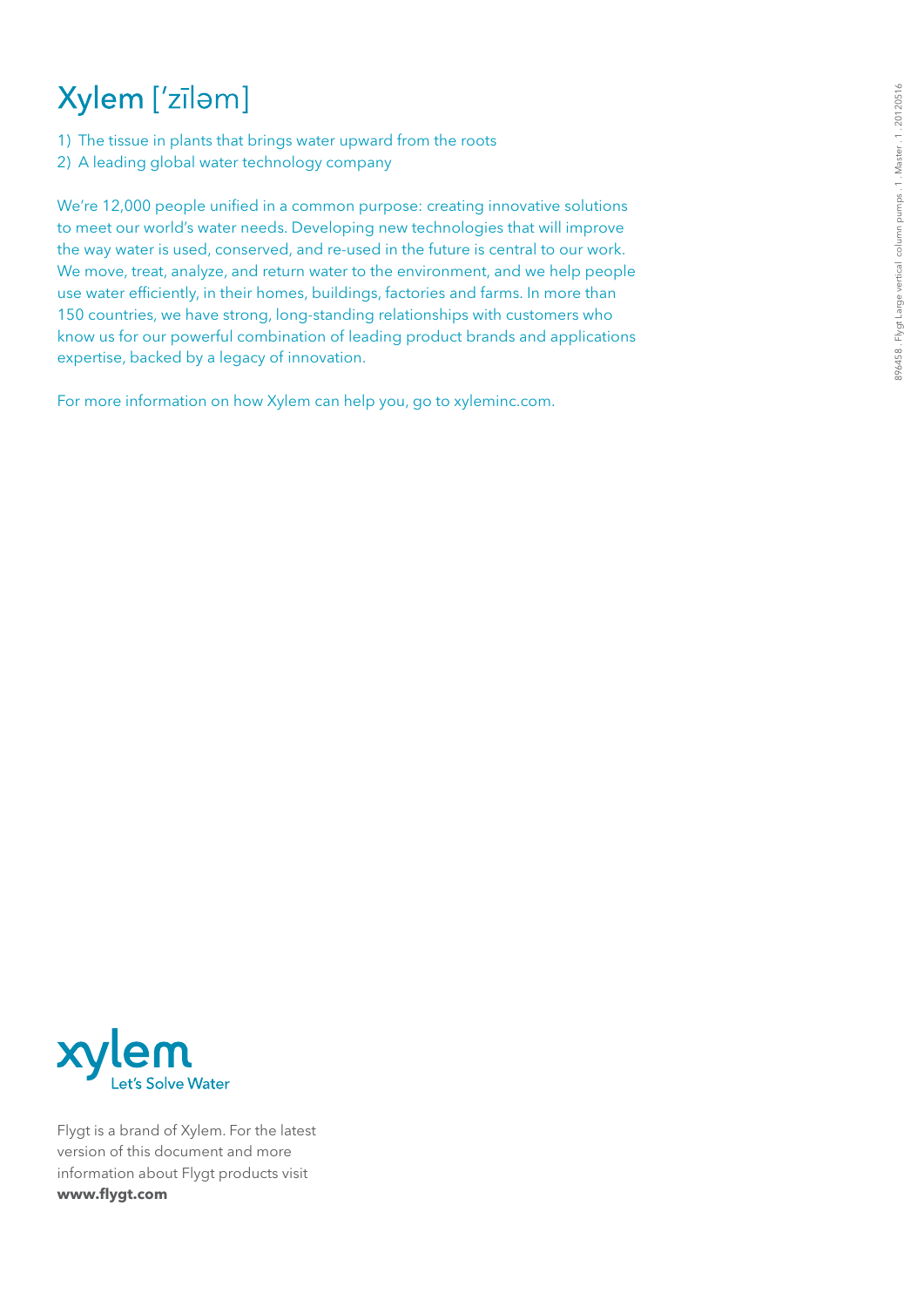# Xylem ['zīləm]

1) The tissue in plants that brings water upward from the roots
2) A leading global water technology company

We're 12,000 people unified in a common purpose: creating innovative solutions to meet our world's water needs. Developing new technologies that will improve the way water is used, conserved, and re-used in the future is central to our work. We move, treat, analyze, and return water to the environment, and we help people use water efficiently, in their homes, buildings, factories and farms. In more than 150 countries, we have strong, long-standing relationships with customers who know us for our powerful combination of leading product brands and applications expertise, backed by a legacy of innovation.

For more information on how Xylem can help you, go to xyleminc.com.

xylem
Let's Solve Water

Flygt is a brand of Xylem. For the latest version of this document and more information about Flygt products visit **www.flygt.com**

896458 . Flygt Large vertical column pumps . 1 . Master . 1 . 20120516